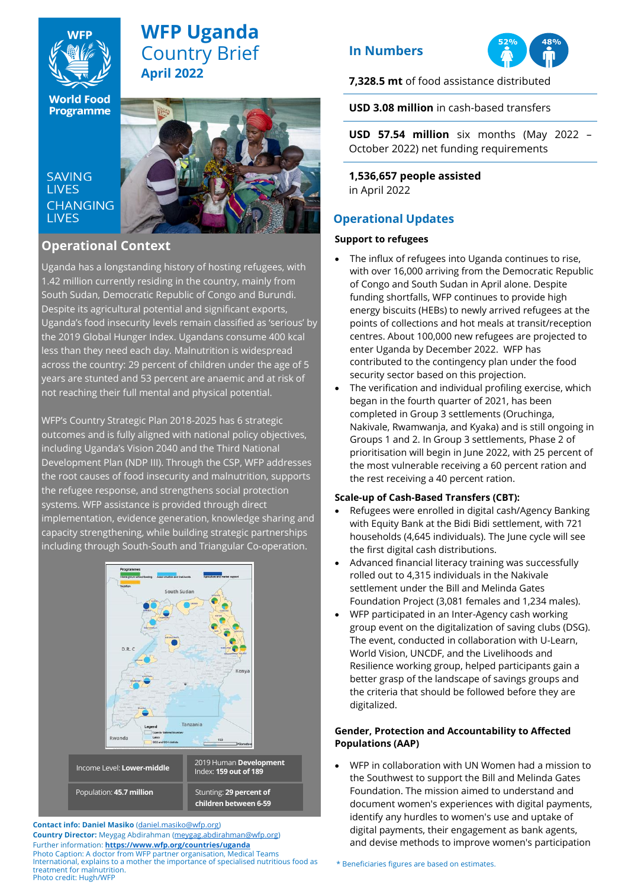# WFP Uganda Country Brief
## April 2022

SAVING LIVES
CHANGING LIVES

## Operational Context

Uganda has a longstanding history of hosting refugees, with 1.42 million currently residing in the country, mainly from South Sudan, Democratic Republic of Congo and Burundi. Despite its agricultural potential and significant exports, Uganda's food insecurity levels remain classified as 'serious' by the 2019 Global Hunger Index. Ugandans consume 400 kcal less than they need each day. Malnutrition is widespread across the country: 29 percent of children under the age of 5 years are stunted and 53 percent are anaemic and at risk of not reaching their full mental and physical potential.

WFP's Country Strategic Plan 2018-2025 has 6 strategic outcomes and is fully aligned with national policy objectives, including Uganda's Vision 2040 and the Third National Development Plan (NDP III). Through the CSP, WFP addresses the root causes of food insecurity and malnutrition, supports the refugee response, and strengthens social protection systems. WFP assistance is provided through direct implementation, evidence generation, knowledge sharing and capacity strengthening, while building strategic partnerships including through South-South and Triangular Co-operation.

| | |
|---|---|
| Income Level: **Lower-middle** | 2019 Human **Development** Index: **159 out of 189** |
| Population: **45.7 million** | Stunting: **29 percent of children between 6-59** |

**Contact info: Daniel Masiko** (daniel.masiko@wfp.org)
**Country Director:** Meygag Abdirahman (meygag.abdirahman@wfp.org)
Further information: **https://www.wfp.org/countries/uganda**
Photo Caption: A doctor from WFP partner organisation, Medical Teams International, explains to a mother the importance of specialised nutritious food as treatment for malnutrition.
Photo credit: Hugh/WFP

## In Numbers

52% 48%

**7,328.5 mt** of food assistance distributed

**USD 3.08 million** in cash-based transfers

**USD 57.54 million** six months (May 2022 – October 2022) net funding requirements

**1,536,657 people assisted** in April 2022

## Operational Updates

**Support to refugees**

- The influx of refugees into Uganda continues to rise, with over 16,000 arriving from the Democratic Republic of Congo and South Sudan in April alone. Despite funding shortfalls, WFP continues to provide high energy biscuits (HEBs) to newly arrived refugees at the points of collections and hot meals at transit/reception centres. About 100,000 new refugees are projected to enter Uganda by December 2022. WFP has contributed to the contingency plan under the food security sector based on this projection.
- The verification and individual profiling exercise, which began in the fourth quarter of 2021, has been completed in Group 3 settlements (Oruchinga, Nakivale, Rwamwanja, and Kyaka) and is still ongoing in Groups 1 and 2. In Group 3 settlements, Phase 2 of prioritisation will begin in June 2022, with 25 percent of the most vulnerable receiving a 60 percent ration and the rest receiving a 40 percent ration.

**Scale-up of Cash-Based Transfers (CBT):**

- Refugees were enrolled in digital cash/Agency Banking with Equity Bank at the Bidi Bidi settlement, with 721 households (4,645 individuals). The June cycle will see the first digital cash distributions.
- Advanced financial literacy training was successfully rolled out to 4,315 individuals in the Nakivale settlement under the Bill and Melinda Gates Foundation Project (3,081 females and 1,234 males).
- WFP participated in an Inter-Agency cash working group event on the digitalization of saving clubs (DSG). The event, conducted in collaboration with U-Learn, World Vision, UNCDF, and the Livelihoods and Resilience working group, helped participants gain a better grasp of the landscape of savings groups and the criteria that should be followed before they are digitalized.

**Gender, Protection and Accountability to Affected Populations (AAP)**

- WFP in collaboration with UN Women had a mission to the Southwest to support the Bill and Melinda Gates Foundation. The mission aimed to understand and document women's experiences with digital payments, identify any hurdles to women's use and uptake of digital payments, their engagement as bank agents, and devise methods to improve women's participation

\* Beneficiaries figures are based on estimates.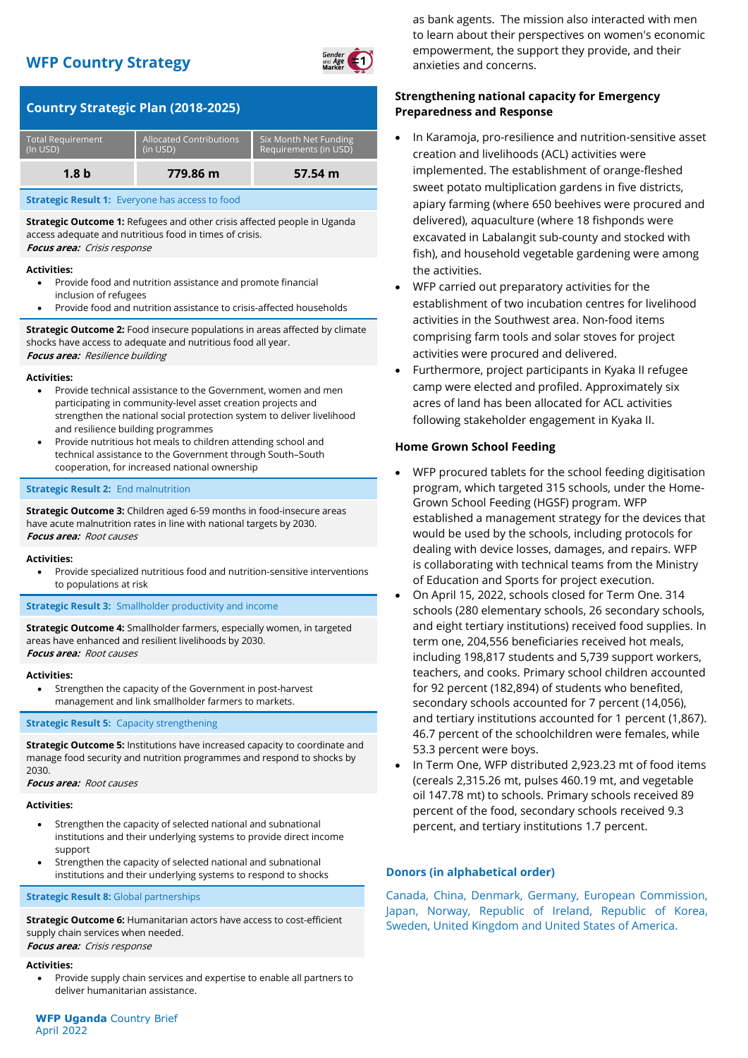## WFP Country Strategy

## Country Strategic Plan (2018-2025)

| Total Requirement (In USD) | Allocated Contributions (in USD) | Six Month Net Funding Requirements (in USD) |
|---|---|---|
| 1.8 b | 779.86 m | 57.54 m |

**Strategic Result 1:** Everyone has access to food

**Strategic Outcome 1:** Refugees and other crisis affected people in Uganda access adequate and nutritious food in times of crisis.
***Focus area:*** *Crisis response*

**Activities:**

- Provide food and nutrition assistance and promote financial inclusion of refugees
- Provide food and nutrition assistance to crisis-affected households

**Strategic Outcome 2:** Food insecure populations in areas affected by climate shocks have access to adequate and nutritious food all year.
***Focus area:*** *Resilience building*

**Activities:**

- Provide technical assistance to the Government, women and men participating in community-level asset creation projects and strengthen the national social protection system to deliver livelihood and resilience building programmes
- Provide nutritious hot meals to children attending school and technical assistance to the Government through South–South cooperation, for increased national ownership

**Strategic Result 2:** End malnutrition

**Strategic Outcome 3:** Children aged 6-59 months in food-insecure areas have acute malnutrition rates in line with national targets by 2030.
***Focus area:*** *Root causes*

**Activities:**

- Provide specialized nutritious food and nutrition-sensitive interventions to populations at risk

**Strategic Result 3:** Smallholder productivity and income

**Strategic Outcome 4:** Smallholder farmers, especially women, in targeted areas have enhanced and resilient livelihoods by 2030.
***Focus area:*** *Root causes*

**Activities:**

- Strengthen the capacity of the Government in post-harvest management and link smallholder farmers to markets.

**Strategic Result 5:** Capacity strengthening

**Strategic Outcome 5:** Institutions have increased capacity to coordinate and manage food security and nutrition programmes and respond to shocks by 2030.
***Focus area:*** *Root causes*

**Activities:**

- Strengthen the capacity of selected national and subnational institutions and their underlying systems to provide direct income support
- Strengthen the capacity of selected national and subnational institutions and their underlying systems to respond to shocks

**Strategic Result 8:** Global partnerships

**Strategic Outcome 6:** Humanitarian actors have access to cost-efficient supply chain services when needed.
***Focus area:*** *Crisis response*

**Activities:**

- Provide supply chain services and expertise to enable all partners to deliver humanitarian assistance.

as bank agents. The mission also interacted with men to learn about their perspectives on women's economic empowerment, the support they provide, and their anxieties and concerns.

### Strengthening national capacity for Emergency Preparedness and Response

- In Karamoja, pro-resilience and nutrition-sensitive asset creation and livelihoods (ACL) activities were implemented. The establishment of orange-fleshed sweet potato multiplication gardens in five districts, apiary farming (where 650 beehives were procured and delivered), aquaculture (where 18 fishponds were excavated in Labalangit sub-county and stocked with fish), and household vegetable gardening were among the activities.
- WFP carried out preparatory activities for the establishment of two incubation centres for livelihood activities in the Southwest area. Non-food items comprising farm tools and solar stoves for project activities were procured and delivered.
- Furthermore, project participants in Kyaka II refugee camp were elected and profiled. Approximately six acres of land has been allocated for ACL activities following stakeholder engagement in Kyaka II.

### Home Grown School Feeding

- WFP procured tablets for the school feeding digitisation program, which targeted 315 schools, under the Home-Grown School Feeding (HGSF) program. WFP established a management strategy for the devices that would be used by the schools, including protocols for dealing with device losses, damages, and repairs. WFP is collaborating with technical teams from the Ministry of Education and Sports for project execution.
- On April 15, 2022, schools closed for Term One. 314 schools (280 elementary schools, 26 secondary schools, and eight tertiary institutions) received food supplies. In term one, 204,556 beneficiaries received hot meals, including 198,817 students and 5,739 support workers, teachers, and cooks. Primary school children accounted for 92 percent (182,894) of students who benefited, secondary schools accounted for 7 percent (14,056), and tertiary institutions accounted for 1 percent (1,867). 46.7 percent of the schoolchildren were females, while 53.3 percent were boys.
- In Term One, WFP distributed 2,923.23 mt of food items (cereals 2,315.26 mt, pulses 460.19 mt, and vegetable oil 147.78 mt) to schools. Primary schools received 89 percent of the food, secondary schools received 9.3 percent, and tertiary institutions 1.7 percent.

### Donors (in alphabetical order)

Canada, China, Denmark, Germany, European Commission, Japan, Norway, Republic of Ireland, Republic of Korea, Sweden, United Kingdom and United States of America.